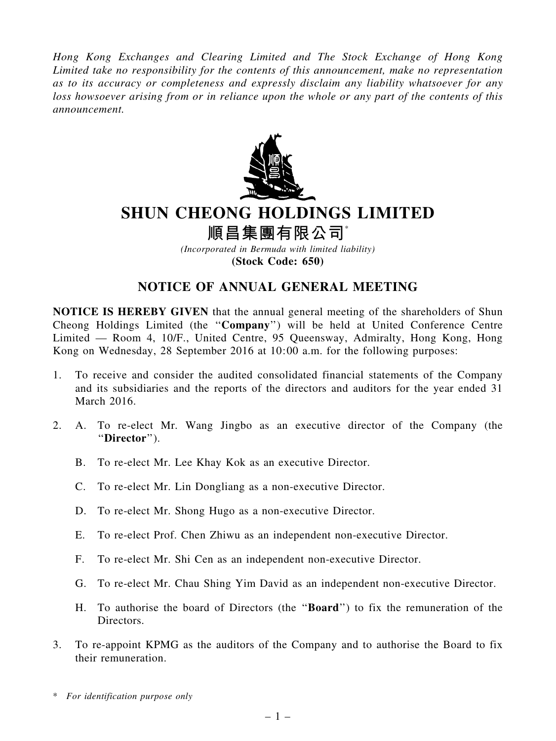*Hong Kong Exchanges and Clearing Limited and The Stock Exchange of Hong Kong Limited take no responsibility for the contents of this announcement, make no representation as to its accuracy or completeness and expressly disclaim any liability whatsoever for any loss howsoever arising from or in reliance upon the whole or any part of the contents of this announcement.*

# SHUN CHEONG HOLDINGS LIMITED

# 順昌集團有限公司*

*(Incorporated in Bermuda with limited liability)*

**(Stock Code: 650)**

## NOTICE OF ANNUAL GENERAL MEETING

**NOTICE IS HEREBY GIVEN** that the annual general meeting of the shareholders of Shun Cheong Holdings Limited (the "**Company**") will be held at United Conference Centre Limited — Room 4, 10/F., United Centre, 95 Queensway, Admiralty, Hong Kong, Hong Kong on Wednesday, 28 September 2016 at 10:00 a.m. for the following purposes:

1. To receive and consider the audited consolidated financial statements of the Company and its subsidiaries and the reports of the directors and auditors for the year ended 31 March 2016.

2. A. To re-elect Mr. Wang Jingbo as an executive director of the Company (the "**Director**").

   B. To re-elect Mr. Lee Khay Kok as an executive Director.

   C. To re-elect Mr. Lin Dongliang as a non-executive Director.

   D. To re-elect Mr. Shong Hugo as a non-executive Director.

   E. To re-elect Prof. Chen Zhiwu as an independent non-executive Director.

   F. To re-elect Mr. Shi Cen as an independent non-executive Director.

   G. To re-elect Mr. Chau Shing Yim David as an independent non-executive Director.

   H. To authorise the board of Directors (the "**Board**") to fix the remuneration of the Directors.

3. To re-appoint KPMG as the auditors of the Company and to authorise the Board to fix their remuneration.

\* *For identification purpose only*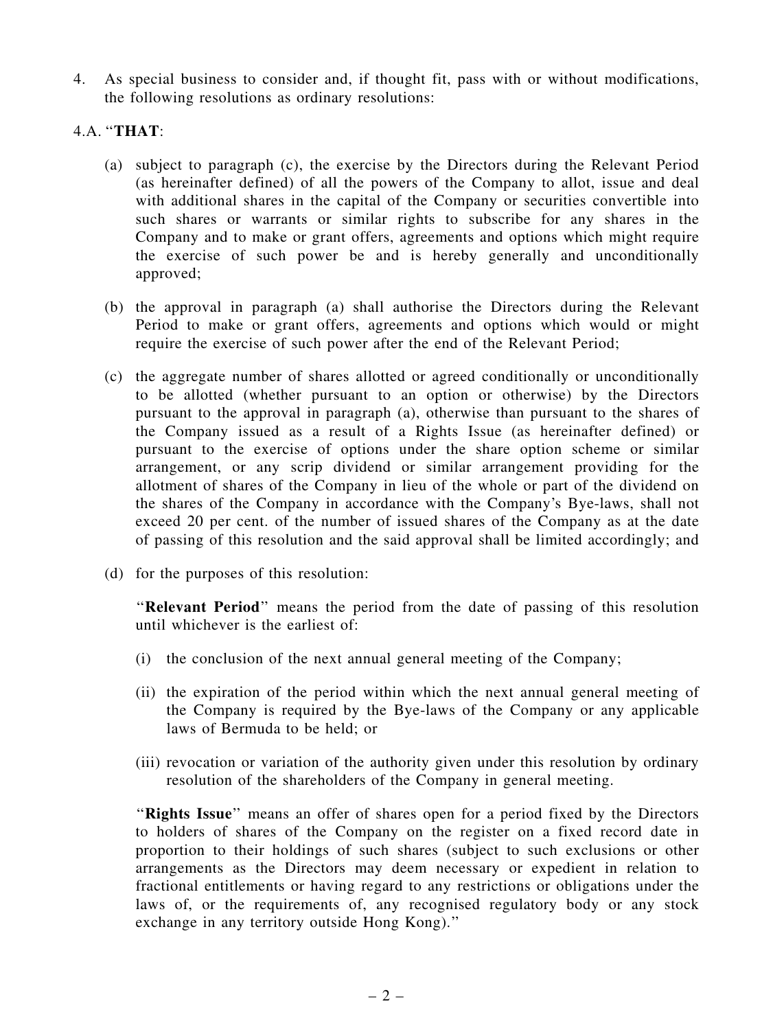4. As special business to consider and, if thought fit, pass with or without modifications, the following resolutions as ordinary resolutions:

4.A. "**THAT**:

(a) subject to paragraph (c), the exercise by the Directors during the Relevant Period (as hereinafter defined) of all the powers of the Company to allot, issue and deal with additional shares in the capital of the Company or securities convertible into such shares or warrants or similar rights to subscribe for any shares in the Company and to make or grant offers, agreements and options which might require the exercise of such power be and is hereby generally and unconditionally approved;

(b) the approval in paragraph (a) shall authorise the Directors during the Relevant Period to make or grant offers, agreements and options which would or might require the exercise of such power after the end of the Relevant Period;

(c) the aggregate number of shares allotted or agreed conditionally or unconditionally to be allotted (whether pursuant to an option or otherwise) by the Directors pursuant to the approval in paragraph (a), otherwise than pursuant to the shares of the Company issued as a result of a Rights Issue (as hereinafter defined) or pursuant to the exercise of options under the share option scheme or similar arrangement, or any scrip dividend or similar arrangement providing for the allotment of shares of the Company in lieu of the whole or part of the dividend on the shares of the Company in accordance with the Company's Bye-laws, shall not exceed 20 per cent. of the number of issued shares of the Company as at the date of passing of this resolution and the said approval shall be limited accordingly; and

(d) for the purposes of this resolution:

"**Relevant Period**" means the period from the date of passing of this resolution until whichever is the earliest of:

(i) the conclusion of the next annual general meeting of the Company;

(ii) the expiration of the period within which the next annual general meeting of the Company is required by the Bye-laws of the Company or any applicable laws of Bermuda to be held; or

(iii) revocation or variation of the authority given under this resolution by ordinary resolution of the shareholders of the Company in general meeting.

"**Rights Issue**" means an offer of shares open for a period fixed by the Directors to holders of shares of the Company on the register on a fixed record date in proportion to their holdings of such shares (subject to such exclusions or other arrangements as the Directors may deem necessary or expedient in relation to fractional entitlements or having regard to any restrictions or obligations under the laws of, or the requirements of, any recognised regulatory body or any stock exchange in any territory outside Hong Kong)."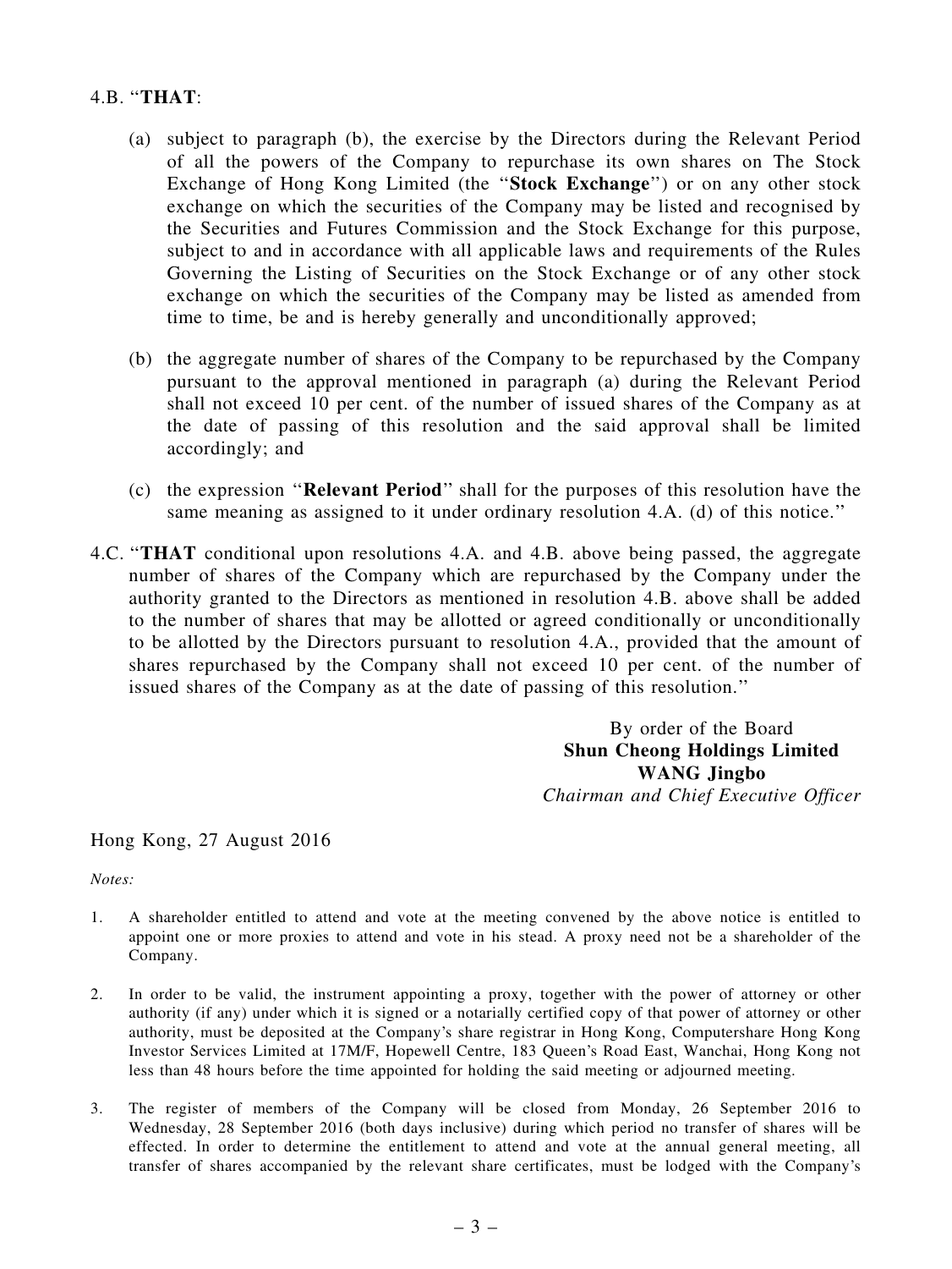4.B. "**THAT**:

(a) subject to paragraph (b), the exercise by the Directors during the Relevant Period of all the powers of the Company to repurchase its own shares on The Stock Exchange of Hong Kong Limited (the "**Stock Exchange**") or on any other stock exchange on which the securities of the Company may be listed and recognised by the Securities and Futures Commission and the Stock Exchange for this purpose, subject to and in accordance with all applicable laws and requirements of the Rules Governing the Listing of Securities on the Stock Exchange or of any other stock exchange on which the securities of the Company may be listed as amended from time to time, be and is hereby generally and unconditionally approved;

(b) the aggregate number of shares of the Company to be repurchased by the Company pursuant to the approval mentioned in paragraph (a) during the Relevant Period shall not exceed 10 per cent. of the number of issued shares of the Company as at the date of passing of this resolution and the said approval shall be limited accordingly; and

(c) the expression "**Relevant Period**" shall for the purposes of this resolution have the same meaning as assigned to it under ordinary resolution 4.A. (d) of this notice."

4.C. "**THAT** conditional upon resolutions 4.A. and 4.B. above being passed, the aggregate number of shares of the Company which are repurchased by the Company under the authority granted to the Directors as mentioned in resolution 4.B. above shall be added to the number of shares that may be allotted or agreed conditionally or unconditionally to be allotted by the Directors pursuant to resolution 4.A., provided that the amount of shares repurchased by the Company shall not exceed 10 per cent. of the number of issued shares of the Company as at the date of passing of this resolution."

By order of the Board
**Shun Cheong Holdings Limited**
**WANG Jingbo**
*Chairman and Chief Executive Officer*

Hong Kong, 27 August 2016

*Notes:*

1. A shareholder entitled to attend and vote at the meeting convened by the above notice is entitled to appoint one or more proxies to attend and vote in his stead. A proxy need not be a shareholder of the Company.

2. In order to be valid, the instrument appointing a proxy, together with the power of attorney or other authority (if any) under which it is signed or a notarially certified copy of that power of attorney or other authority, must be deposited at the Company's share registrar in Hong Kong, Computershare Hong Kong Investor Services Limited at 17M/F, Hopewell Centre, 183 Queen's Road East, Wanchai, Hong Kong not less than 48 hours before the time appointed for holding the said meeting or adjourned meeting.

3. The register of members of the Company will be closed from Monday, 26 September 2016 to Wednesday, 28 September 2016 (both days inclusive) during which period no transfer of shares will be effected. In order to determine the entitlement to attend and vote at the annual general meeting, all transfer of shares accompanied by the relevant share certificates, must be lodged with the Company's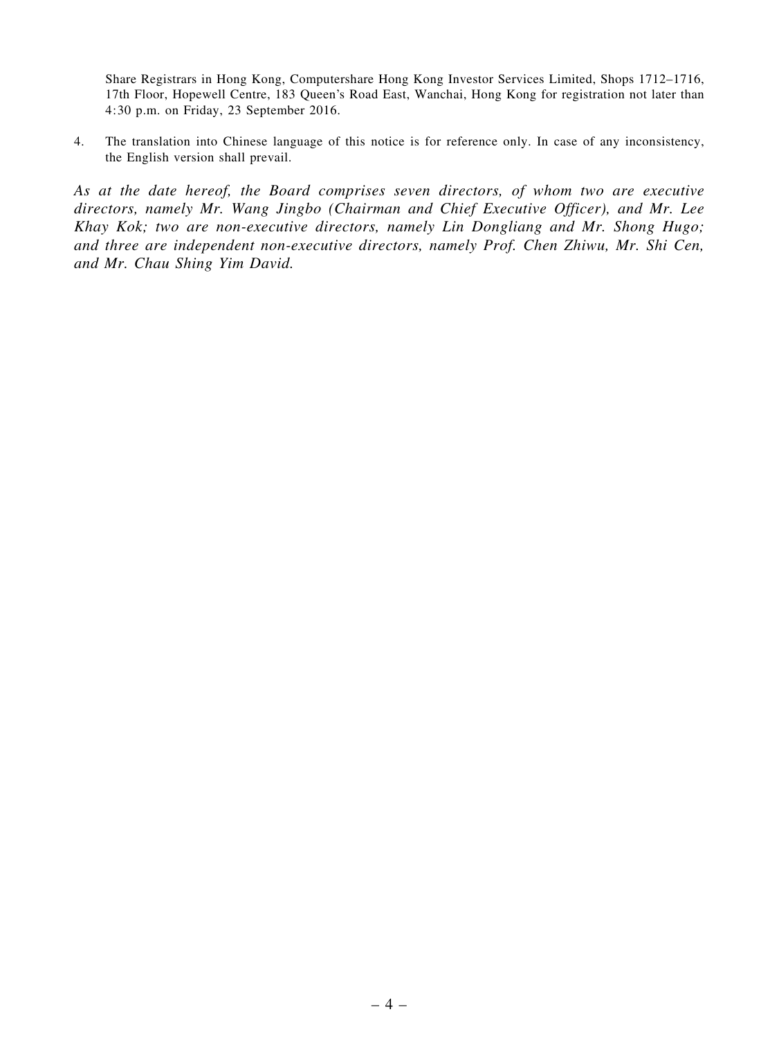Share Registrars in Hong Kong, Computershare Hong Kong Investor Services Limited, Shops 1712–1716, 17th Floor, Hopewell Centre, 183 Queen's Road East, Wanchai, Hong Kong for registration not later than 4:30 p.m. on Friday, 23 September 2016.

4. The translation into Chinese language of this notice is for reference only. In case of any inconsistency, the English version shall prevail.

*As at the date hereof, the Board comprises seven directors, of whom two are executive directors, namely Mr. Wang Jingbo (Chairman and Chief Executive Officer), and Mr. Lee Khay Kok; two are non-executive directors, namely Lin Dongliang and Mr. Shong Hugo; and three are independent non-executive directors, namely Prof. Chen Zhiwu, Mr. Shi Cen, and Mr. Chau Shing Yim David.*